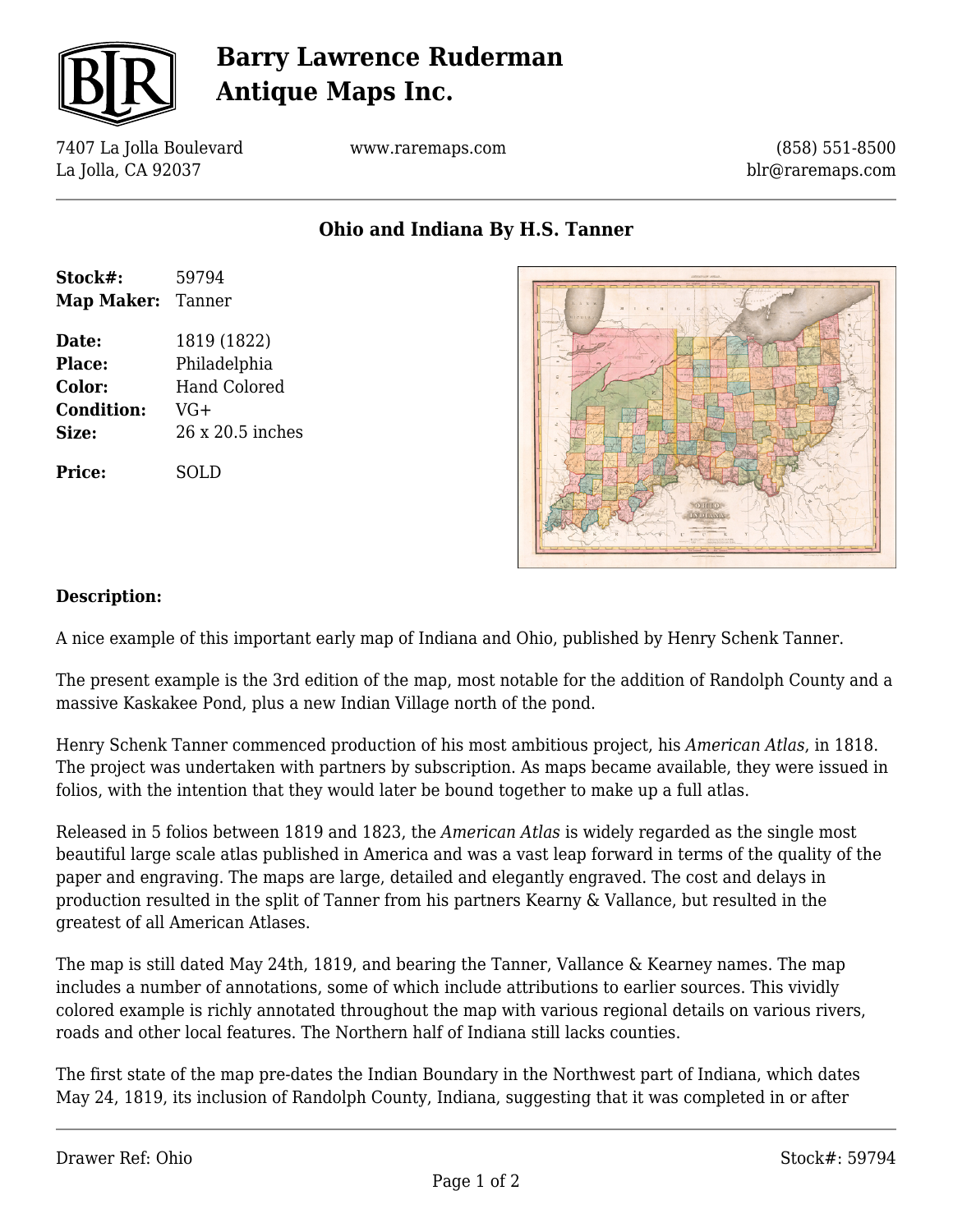# Barry Lawrence Ruderman Antique Maps Inc.

7407 La Jolla Boulevard
La Jolla, CA 92037

www.raremaps.com

(858) 551-8500
blr@raremaps.com

## Ohio and Indiana By H.S. Tanner

| | |
|---|---|
| **Stock#:** | 59794 |
| **Map Maker:** | Tanner |
| **Date:** | 1819 (1822) |
| **Place:** | Philadelphia |
| **Color:** | Hand Colored |
| **Condition:** | VG+ |
| **Size:** | 26 x 20.5 inches |
| **Price:** | SOLD |

### Description:

A nice example of this important early map of Indiana and Ohio, published by Henry Schenk Tanner.

The present example is the 3rd edition of the map, most notable for the addition of Randolph County and a massive Kaskakee Pond, plus a new Indian Village north of the pond.

Henry Schenk Tanner commenced production of his most ambitious project, his *American Atlas*, in 1818. The project was undertaken with partners by subscription. As maps became available, they were issued in folios, with the intention that they would later be bound together to make up a full atlas.

Released in 5 folios between 1819 and 1823, the *American Atlas* is widely regarded as the single most beautiful large scale atlas published in America and was a vast leap forward in terms of the quality of the paper and engraving. The maps are large, detailed and elegantly engraved. The cost and delays in production resulted in the split of Tanner from his partners Kearny & Vallance, but resulted in the greatest of all American Atlases.

The map is still dated May 24th, 1819, and bearing the Tanner, Vallance & Kearney names. The map includes a number of annotations, some of which include attributions to earlier sources. This vividly colored example is richly annotated throughout the map with various regional details on various rivers, roads and other local features. The Northern half of Indiana still lacks counties.

The first state of the map pre-dates the Indian Boundary in the Northwest part of Indiana, which dates May 24, 1819, its inclusion of Randolph County, Indiana, suggesting that it was completed in or after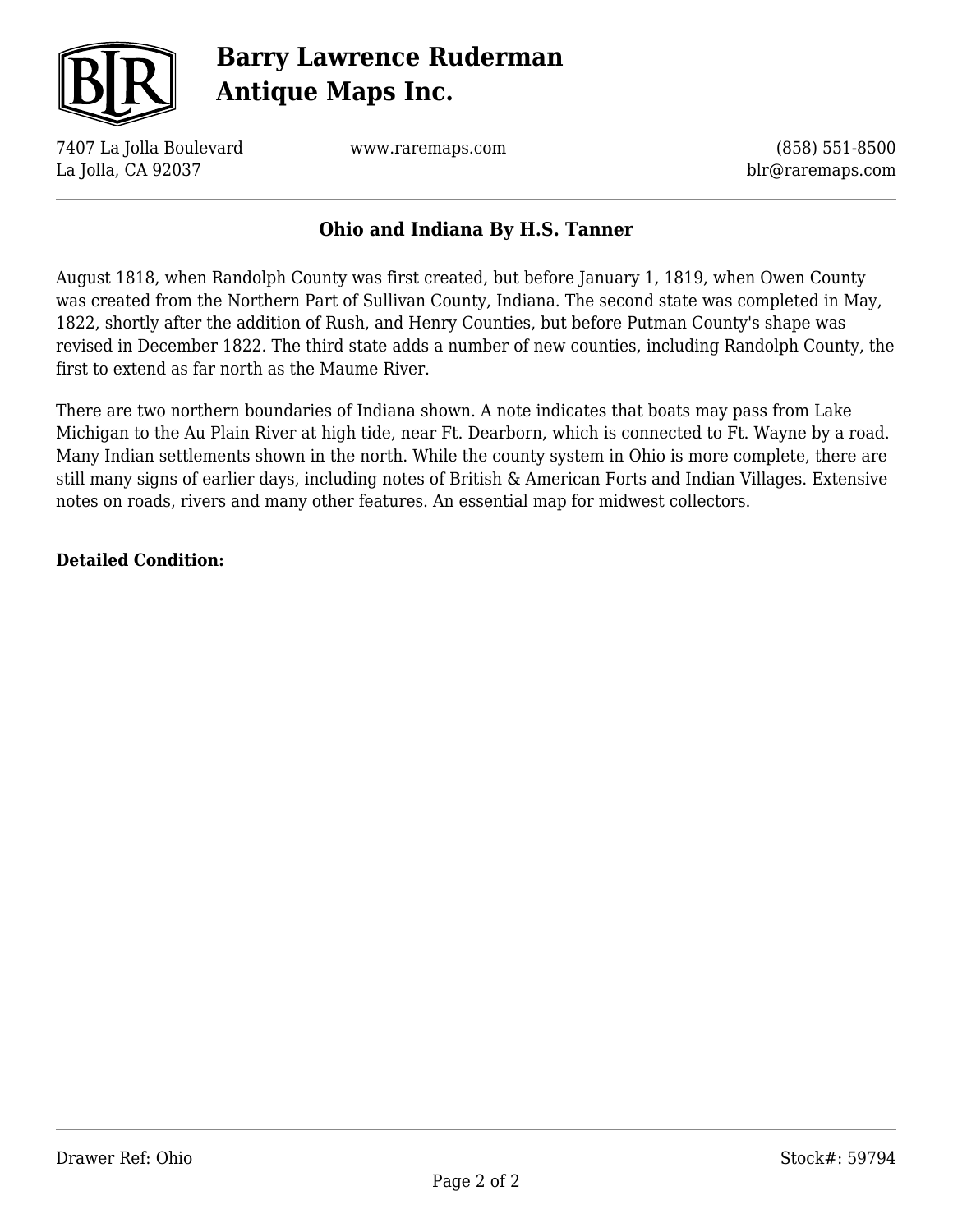## Ohio and Indiana By H.S. Tanner

August 1818, when Randolph County was first created, but before January 1, 1819, when Owen County was created from the Northern Part of Sullivan County, Indiana. The second state was completed in May, 1822, shortly after the addition of Rush, and Henry Counties, but before Putman County's shape was revised in December 1822. The third state adds a number of new counties, including Randolph County, the first to extend as far north as the Maume River.

There are two northern boundaries of Indiana shown. A note indicates that boats may pass from Lake Michigan to the Au Plain River at high tide, near Ft. Dearborn, which is connected to Ft. Wayne by a road. Many Indian settlements shown in the north. While the county system in Ohio is more complete, there are still many signs of earlier days, including notes of British & American Forts and Indian Villages. Extensive notes on roads, rivers and many other features. An essential map for midwest collectors.

**Detailed Condition:**

Drawer Ref: Ohio

Stock#: 59794